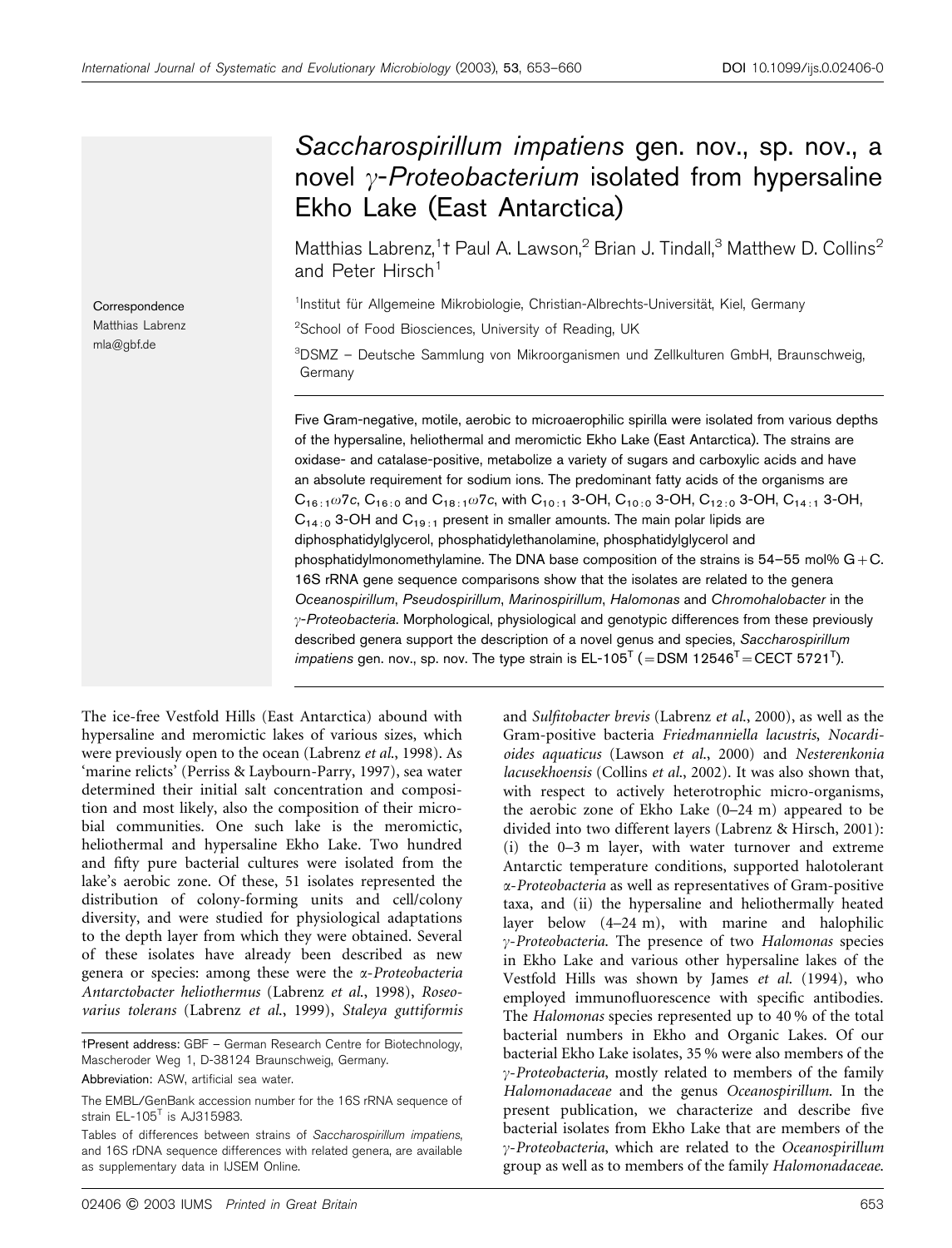# *Saccharospirillum impatiens* gen. nov., sp. nov., a novel $\gamma$-*Proteobacterium* isolated from hypersaline Ekho Lake (East Antarctica)

Matthias Labrenz,[1]† Paul A. Lawson,[2] Brian J. Tindall,[3] Matthew D. Collins[2] and Peter Hirsch[1]

[1]Institut für Allgemeine Mikrobiologie, Christian-Albrechts-Universität, Kiel, Germany

[2]School of Food Biosciences, University of Reading, UK

[3]DSMZ – Deutsche Sammlung von Mikroorganismen und Zellkulturen GmbH, Braunschweig, Germany

Correspondence
Matthias Labrenz
mla@gbf.de

Five Gram-negative, motile, aerobic to microaerophilic spirilla were isolated from various depths of the hypersaline, heliothermal and meromictic Ekho Lake (East Antarctica). The strains are oxidase- and catalase-positive, metabolize a variety of sugars and carboxylic acids and have an absolute requirement for sodium ions. The predominant fatty acids of the organisms are $C_{16:1}\omega7c$, $C_{16:0}$ and $C_{18:1}\omega7c$, with $C_{10:1}$ 3-OH, $C_{10:0}$ 3-OH, $C_{12:0}$ 3-OH, $C_{14:1}$ 3-OH, $C_{14:0}$ 3-OH and $C_{19:1}$ present in smaller amounts. The main polar lipids are diphosphatidylglycerol, phosphatidylethanolamine, phosphatidylglycerol and phosphatidylmonomethylamine. The DNA base composition of the strains is 54–55 mol% G+C. 16S rRNA gene sequence comparisons show that the isolates are related to the genera *Oceanospirillum*, *Pseudospirillum*, *Marinospirillum*, *Halomonas* and *Chromohalobacter* in the $\gamma$-*Proteobacteria*. Morphological, physiological and genotypic differences from these previously described genera support the description of a novel genus and species, *Saccharospirillum impatiens* gen. nov., sp. nov. The type strain is EL-105$^T$ (=DSM 12546$^T$=CECT 5721$^T$).

The ice-free Vestfold Hills (East Antarctica) abound with hypersaline and meromictic lakes of various sizes, which were previously open to the ocean (Labrenz *et al.*, 1998). As 'marine relicts' (Perriss & Laybourn-Parry, 1997), sea water determined their initial salt concentration and composition and most likely, also the composition of their microbial communities. One such lake is the meromictic, heliothermal and hypersaline Ekho Lake. Two hundred and fifty pure bacterial cultures were isolated from the lake's aerobic zone. Of these, 51 isolates represented the distribution of colony-forming units and cell/colony diversity, and were studied for physiological adaptations to the depth layer from which they were obtained. Several of these isolates have already been described as new genera or species: among these were the $\alpha$-*Proteobacteria* *Antarctobacter heliothermus* (Labrenz *et al.*, 1998), *Roseovarius tolerans* (Labrenz *et al.*, 1999), *Staleya guttiformis* and *Sulfitobacter brevis* (Labrenz *et al.*, 2000), as well as the Gram-positive bacteria *Friedmanniella lacustris*, *Nocardioides aquaticus* (Lawson *et al.*, 2000) and *Nesterenkonia lacusekhoensis* (Collins *et al.*, 2002). It was also shown that, with respect to actively heterotrophic micro-organisms, the aerobic zone of Ekho Lake (0–24 m) appeared to be divided into two different layers (Labrenz & Hirsch, 2001): (i) the 0–3 m layer, with water turnover and extreme Antarctic temperature conditions, supported halotolerant $\alpha$-*Proteobacteria* as well as representatives of Gram-positive taxa, and (ii) the hypersaline and heliothermally heated layer below (4–24 m), with marine and halophilic $\gamma$-*Proteobacteria*. The presence of two *Halomonas* species in Ekho Lake and various other hypersaline lakes of the Vestfold Hills was shown by James *et al.* (1994), who employed immunofluorescence with specific antibodies. The *Halomonas* species represented up to 40% of the total bacterial numbers in Ekho and Organic Lakes. Of our bacterial Ekho Lake isolates, 35% were also members of the $\gamma$-*Proteobacteria*, mostly related to members of the family *Halomonadaceae* and the genus *Oceanospirillum*. In the present publication, we characterize and describe five bacterial isolates from Ekho Lake that are members of the $\gamma$-*Proteobacteria*, which are related to the *Oceanospirillum* group as well as to members of the family *Halomonadaceae*.

†Present address: GBF – German Research Centre for Biotechnology, Mascheroder Weg 1, D-38124 Braunschweig, Germany.

Abbreviation: ASW, artificial sea water.

The EMBL/GenBank accession number for the 16S rRNA sequence of strain EL-105$^T$ is AJ315983.

Tables of differences between strains of *Saccharospirillum impatiens*, and 16S rDNA sequence differences with related genera, are available as supplementary data in IJSEM Online.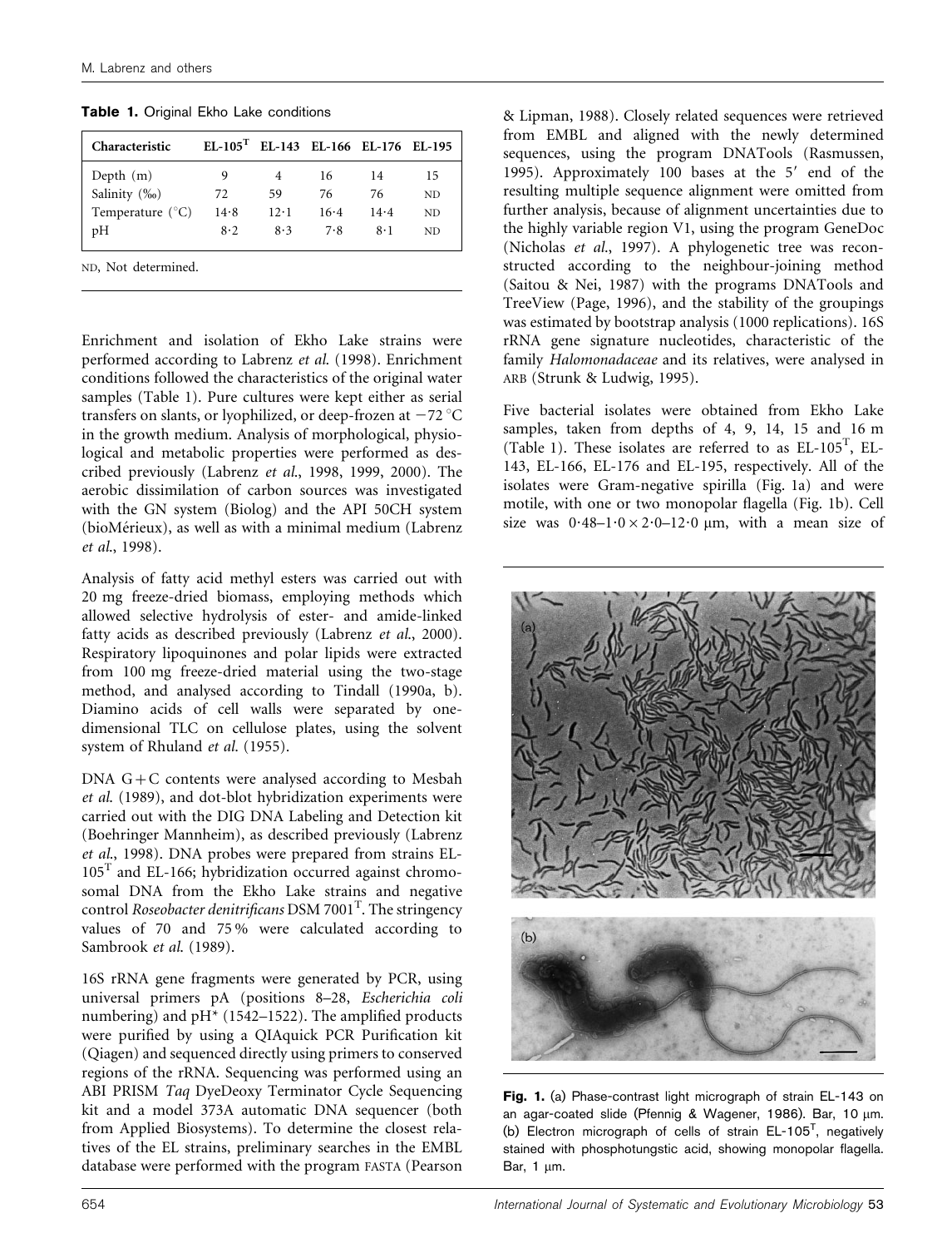**Table 1.** Original Ekho Lake conditions

| Characteristic | EL-105$^T$ | EL-143 | EL-166 | EL-176 | EL-195 |
|---|---|---|---|---|---|
| Depth (m) | 9 | 4 | 16 | 14 | 15 |
| Salinity (‰) | 72 | 59 | 76 | 76 | ND |
| Temperature (°C) | 14·8 | 12·1 | 16·4 | 14·4 | ND |
| pH | 8·2 | 8·3 | 7·8 | 8·1 | ND |

ND, Not determined.

Enrichment and isolation of Ekho Lake strains were performed according to Labrenz *et al.* (1998). Enrichment conditions followed the characteristics of the original water samples (Table 1). Pure cultures were kept either as serial transfers on slants, or lyophilized, or deep-frozen at −72 °C in the growth medium. Analysis of morphological, physiological and metabolic properties were performed as described previously (Labrenz *et al.*, 1998, 1999, 2000). The aerobic dissimilation of carbon sources was investigated with the GN system (Biolog) and the API 50CH system (bioMérieux), as well as with a minimal medium (Labrenz *et al.*, 1998).

Analysis of fatty acid methyl esters was carried out with 20 mg freeze-dried biomass, employing methods which allowed selective hydrolysis of ester- and amide-linked fatty acids as described previously (Labrenz *et al.*, 2000). Respiratory lipoquinones and polar lipids were extracted from 100 mg freeze-dried material using the two-stage method, and analysed according to Tindall (1990a, b). Diamino acids of cell walls were separated by one-dimensional TLC on cellulose plates, using the solvent system of Rhuland *et al.* (1955).

DNA G+C contents were analysed according to Mesbah *et al.* (1989), and dot-blot hybridization experiments were carried out with the DIG DNA Labeling and Detection kit (Boehringer Mannheim), as described previously (Labrenz *et al.*, 1998). DNA probes were prepared from strains EL-105$^T$ and EL-166; hybridization occurred against chromosomal DNA from the Ekho Lake strains and negative control *Roseobacter denitrificans* DSM 7001$^T$. The stringency values of 70 and 75 % were calculated according to Sambrook *et al.* (1989).

16S rRNA gene fragments were generated by PCR, using universal primers pA (positions 8–28, *Escherichia coli* numbering) and pH* (1542–1522). The amplified products were purified by using a QIAquick PCR Purification kit (Qiagen) and sequenced directly using primers to conserved regions of the rRNA. Sequencing was performed using an ABI PRISM *Taq* DyeDeoxy Terminator Cycle Sequencing kit and a model 373A automatic DNA sequencer (both from Applied Biosystems). To determine the closest relatives of the EL strains, preliminary searches in the EMBL database were performed with the program FASTA (Pearson & Lipman, 1988). Closely related sequences were retrieved from EMBL and aligned with the newly determined sequences, using the program DNATools (Rasmussen, 1995). Approximately 100 bases at the 5′ end of the resulting multiple sequence alignment were omitted from further analysis, because of alignment uncertainties due to the highly variable region V1, using the program GeneDoc (Nicholas *et al.*, 1997). A phylogenetic tree was reconstructed according to the neighbour-joining method (Saitou & Nei, 1987) with the programs DNATools and TreeView (Page, 1996), and the stability of the groupings was estimated by bootstrap analysis (1000 replications). 16S rRNA gene signature nucleotides, characteristic of the family *Halomonadaceae* and its relatives, were analysed in ARB (Strunk & Ludwig, 1995).

Five bacterial isolates were obtained from Ekho Lake samples, taken from depths of 4, 9, 14, 15 and 16 m (Table 1). These isolates are referred to as EL-105$^T$, EL-143, EL-166, EL-176 and EL-195, respectively. All of the isolates were Gram-negative spirilla (Fig. 1a) and were motile, with one or two monopolar flagella (Fig. 1b). Cell size was 0·48–1·0 × 2·0–12·0 μm, with a mean size of

**Fig. 1.** (a) Phase-contrast light micrograph of strain EL-143 on an agar-coated slide (Pfennig & Wagener, 1986). Bar, 10 μm. (b) Electron micrograph of cells of strain EL-105$^T$, negatively stained with phosphotungstic acid, showing monopolar flagella. Bar, 1 μm.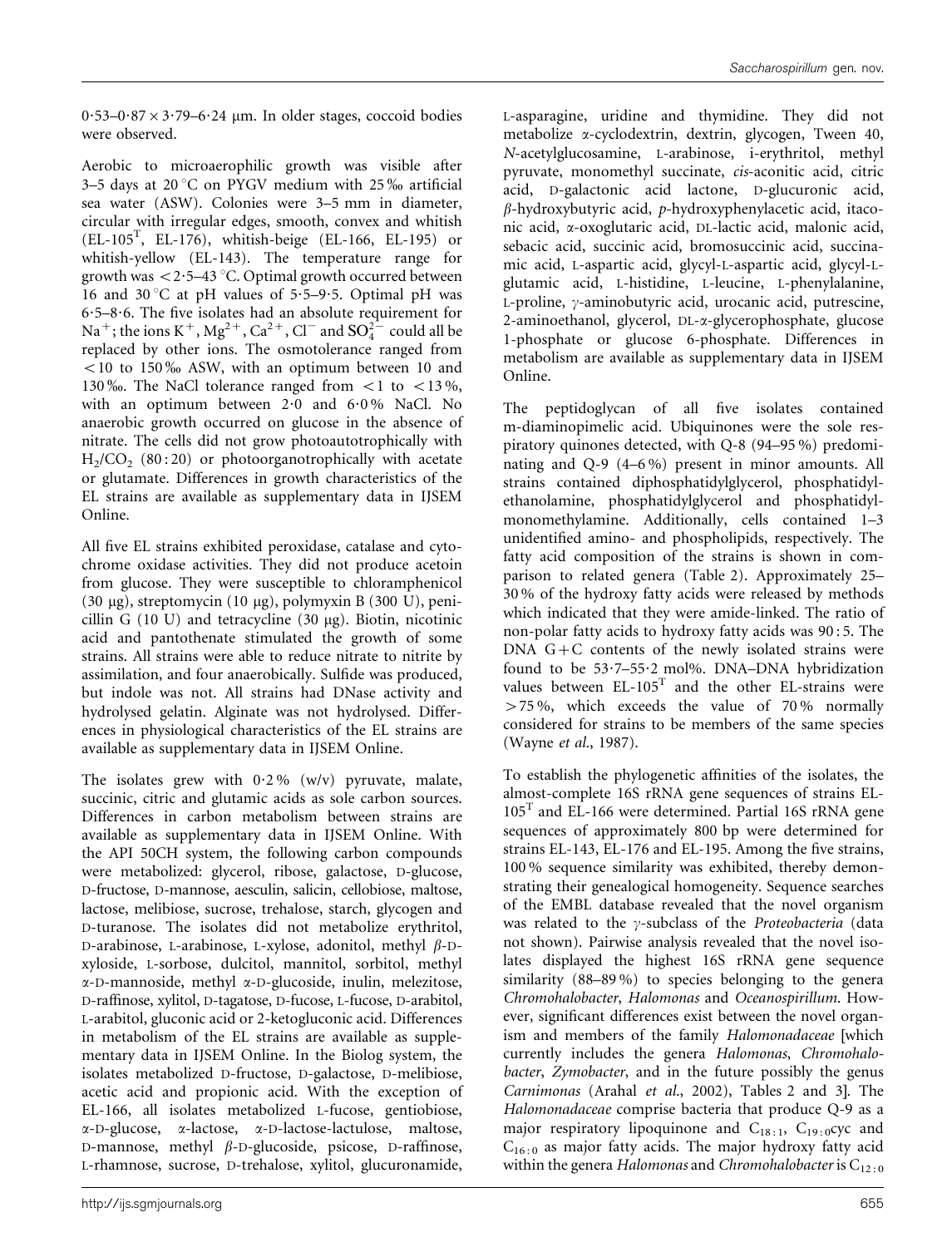0·53–0·87 × 3·79–6·24 µm. In older stages, coccoid bodies were observed.

Aerobic to microaerophilic growth was visible after 3–5 days at 20 °C on PYGV medium with 25 ‰ artificial sea water (ASW). Colonies were 3–5 mm in diameter, circular with irregular edges, smooth, convex and whitish (EL-105[T], EL-176), whitish-beige (EL-166, EL-195) or whitish-yellow (EL-143). The temperature range for growth was <2·5–43 °C. Optimal growth occurred between 16 and 30 °C at pH values of 5·5–9·5. Optimal pH was 6·5–8·6. The five isolates had an absolute requirement for $Na^+$; the ions $K^+$, $Mg^{2+}$, $Ca^{2+}$, $Cl^-$ and $SO_4^{2-}$ could all be replaced by other ions. The osmotolerance ranged from <10 to 150 ‰ ASW, with an optimum between 10 and 130 ‰. The NaCl tolerance ranged from <1 to <13 %, with an optimum between 2·0 and 6·0 % NaCl. No anaerobic growth occurred on glucose in the absence of nitrate. The cells did not grow photoautotrophically with $H_2/CO_2$ (80 : 20) or photoorganotrophically with acetate or glutamate. Differences in growth characteristics of the EL strains are available as supplementary data in IJSEM Online.

All five EL strains exhibited peroxidase, catalase and cytochrome oxidase activities. They did not produce acetoin from glucose. They were susceptible to chloramphenicol (30 µg), streptomycin (10 µg), polymyxin B (300 U), penicillin G (10 U) and tetracycline (30 µg). Biotin, nicotinic acid and pantothenate stimulated the growth of some strains. All strains were able to reduce nitrate to nitrite by assimilation, and four anaerobically. Sulfide was produced, but indole was not. All strains had DNase activity and hydrolysed gelatin. Alginate was not hydrolysed. Differences in physiological characteristics of the EL strains are available as supplementary data in IJSEM Online.

The isolates grew with 0·2 % (w/v) pyruvate, malate, succinic, citric and glutamic acids as sole carbon sources. Differences in carbon metabolism between strains are available as supplementary data in IJSEM Online. With the API 50CH system, the following carbon compounds were metabolized: glycerol, ribose, galactose, D-glucose, D-fructose, D-mannose, aesculin, salicin, cellobiose, maltose, lactose, melibiose, sucrose, trehalose, starch, glycogen and D-turanose. The isolates did not metabolize erythritol, D-arabinose, L-arabinose, L-xylose, adonitol, methyl β-D-xyloside, L-sorbose, dulcitol, mannitol, sorbitol, methyl α-D-mannoside, methyl α-D-glucoside, inulin, melezitose, D-raffinose, xylitol, D-tagatose, D-fucose, L-fucose, D-arabitol, L-arabitol, gluconic acid or 2-ketogluconic acid. Differences in metabolism of the EL strains are available as supplementary data in IJSEM Online. In the Biolog system, the isolates metabolized D-fructose, D-galactose, D-melibiose, acetic acid and propionic acid. With the exception of EL-166, all isolates metabolized L-fucose, gentiobiose, α-D-glucose, α-lactose, α-D-lactose-lactulose, maltose, D-mannose, methyl β-D-glucoside, psicose, D-raffinose, L-rhamnose, sucrose, D-trehalose, xylitol, glucuronamide, L-asparagine, uridine and thymidine. They did not metabolize α-cyclodextrin, dextrin, glycogen, Tween 40, N-acetylglucosamine, L-arabinose, i-erythritol, methyl pyruvate, monomethyl succinate, *cis*-aconitic acid, citric acid, D-galactonic acid lactone, D-glucuronic acid, β-hydroxybutyric acid, *p*-hydroxyphenylacetic acid, itaconic acid, α-oxoglutaric acid, DL-lactic acid, malonic acid, sebacic acid, succinic acid, bromosuccinic acid, succinamic acid, L-aspartic acid, glycyl-L-aspartic acid, glycyl-L-glutamic acid, L-histidine, L-leucine, L-phenylalanine, L-proline, γ-aminobutyric acid, urocanic acid, putrescine, 2-aminoethanol, glycerol, DL-α-glycerophosphate, glucose 1-phosphate or glucose 6-phosphate. Differences in metabolism are available as supplementary data in IJSEM Online.

The peptidoglycan of all five isolates contained m-diaminopimelic acid. Ubiquinones were the sole respiratory quinones detected, with Q-8 (94–95 %) predominating and Q-9 (4–6 %) present in minor amounts. All strains contained diphosphatidylglycerol, phosphatidylethanolamine, phosphatidylglycerol and phosphatidylmonomethylamine. Additionally, cells contained 1–3 unidentified amino- and phospholipids, respectively. The fatty acid composition of the strains is shown in comparison to related genera (Table 2). Approximately 25–30 % of the hydroxy fatty acids were released by methods which indicated that they were amide-linked. The ratio of non-polar fatty acids to hydroxy fatty acids was 90 : 5. The DNA G+C contents of the newly isolated strains were found to be 53·7–55·2 mol%. DNA–DNA hybridization values between EL-105[T] and the other EL-strains were >75 %, which exceeds the value of 70 % normally considered for strains to be members of the same species (Wayne *et al.*, 1987).

To establish the phylogenetic affinities of the isolates, the almost-complete 16S rRNA gene sequences of strains EL-105[T] and EL-166 were determined. Partial 16S rRNA gene sequences of approximately 800 bp were determined for strains EL-143, EL-176 and EL-195. Among the five strains, 100 % sequence similarity was exhibited, thereby demonstrating their genealogical homogeneity. Sequence searches of the EMBL database revealed that the novel organism was related to the γ-subclass of the *Proteobacteria* (data not shown). Pairwise analysis revealed that the novel isolates displayed the highest 16S rRNA gene sequence similarity (88–89 %) to species belonging to the genera *Chromohalobacter*, *Halomonas* and *Oceanospirillum*. However, significant differences exist between the novel organism and members of the family *Halomonadaceae* [which currently includes the genera *Halomonas*, *Chromohalobacter*, *Zymobacter*, and in the future possibly the genus *Carnimonas* (Arahal *et al.*, 2002), Tables 2 and 3]. The *Halomonadaceae* comprise bacteria that produce Q-9 as a major respiratory lipoquinone and $C_{18:1}$, $C_{19:0}$cyc and $C_{16:0}$ as major fatty acids. The major hydroxy fatty acid within the genera *Halomonas* and *Chromohalobacter* is $C_{12:0}$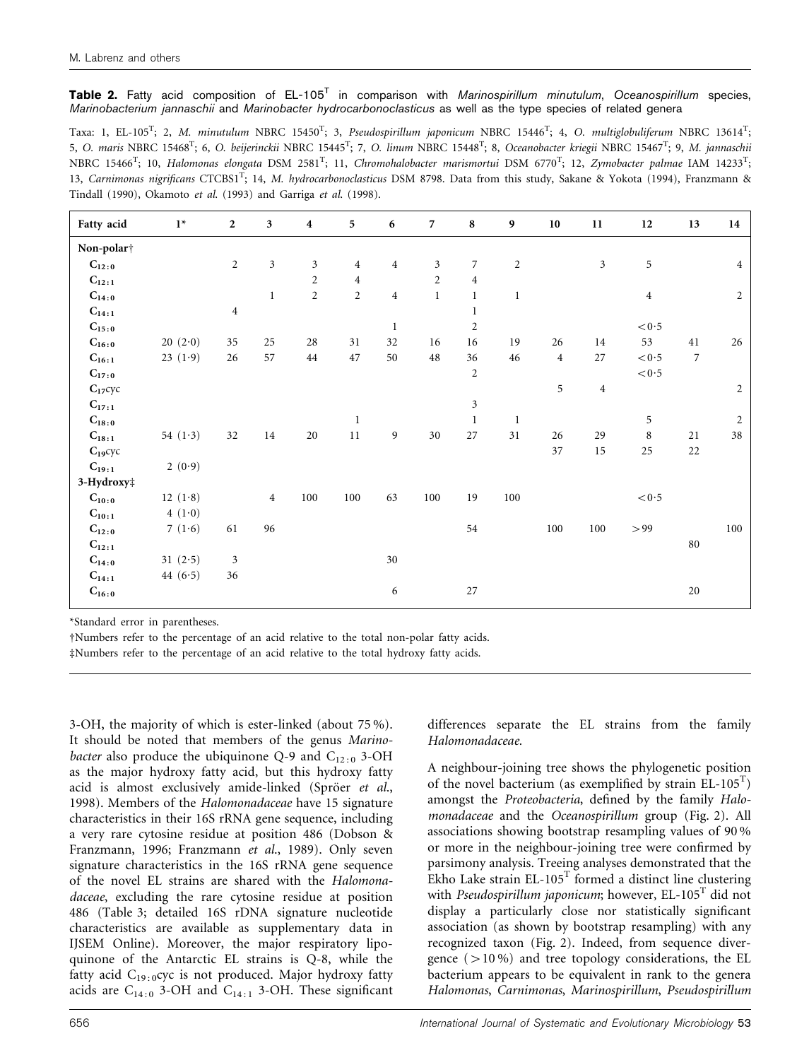**Table 2.** Fatty acid composition of EL-105ᵀ in comparison with *Marinospirillum minutulum*, *Oceanospirillum* species, *Marinobacterium jannaschii* and *Marinobacter hydrocarbonoclasticus* as well as the type species of related genera

Taxa: 1, EL-105ᵀ; 2, *M. minutulum* NBRC 15450ᵀ; 3, *Pseudospirillum japonicum* NBRC 15446ᵀ; 4, *O. multiglobuliferum* NBRC 13614ᵀ; 5, *O. maris* NBRC 15468ᵀ; 6, *O. beijerinckii* NBRC 15445ᵀ; 7, *O. linum* NBRC 15448ᵀ; 8, *Oceanobacter kriegii* NBRC 15467ᵀ; 9, *M. jannaschii* NBRC 15466ᵀ; 10, *Halomonas elongata* DSM 2581ᵀ; 11, *Chromohalobacter marismortui* DSM 6770ᵀ; 12, *Zymobacter palmae* IAM 14233ᵀ; 13, *Carnimonas nigrificans* CTCBS1ᵀ; 14, *M. hydrocarbonoclasticus* DSM 8798. Data from this study, Sakane & Yokota (1994), Franzmann & Tindall (1990), Okamoto *et al.* (1993) and Garriga *et al.* (1998).

| Fatty acid | 1* | 2 | 3 | 4 | 5 | 6 | 7 | 8 | 9 | 10 | 11 | 12 | 13 | 14 |
|---|---|---|---|---|---|---|---|---|---|---|---|---|---|---|
| **Non-polar†** | | | | | | | | | | | | | | |
| $C_{12:0}$ | | 2 | 3 | 3 | 4 | 4 | 3 | 7 | 2 | | 3 | 5 | | 4 |
| $C_{12:1}$ | | | | 2 | 4 | | 2 | 4 | | | | | | |
| $C_{14:0}$ | | | 1 | 2 | 2 | 4 | 1 | 1 | 1 | | | 4 | | 2 |
| $C_{14:1}$ | | 4 | | | | | | 1 | | | | | | |
| $C_{15:0}$ | | | | | | 1 | | 2 | | | | <0·5 | | |
| $C_{16:0}$ | 20 (2·0) | 35 | 25 | 28 | 31 | 32 | 16 | 16 | 19 | 26 | 14 | 53 | 41 | 26 |
| $C_{16:1}$ | 23 (1·9) | 26 | 57 | 44 | 47 | 50 | 48 | 36 | 46 | 4 | 27 | <0·5 | 7 | |
| $C_{17:0}$ | | | | | | | | 2 | | | | <0·5 | | |
| $C_{17}$cyc | | | | | | | | | | 5 | 4 | | | 2 |
| $C_{17:1}$ | | | | | | | | 3 | | | | | | |
| $C_{18:0}$ | | | | | 1 | | | 1 | 1 | | | 5 | | 2 |
| $C_{18:1}$ | 54 (1·3) | 32 | 14 | 20 | 11 | 9 | 30 | 27 | 31 | 26 | 29 | 8 | 21 | 38 |
| $C_{19}$cyc | | | | | | | | | | 37 | 15 | 25 | 22 | |
| $C_{19:1}$ | 2 (0·9) | | | | | | | | | | | | | |
| **3-Hydroxy‡** | | | | | | | | | | | | | | |
| $C_{10:0}$ | 12 (1·8) | | 4 | 100 | 100 | 63 | 100 | 19 | 100 | | | <0·5 | | |
| $C_{10:1}$ | 4 (1·0) | | | | | | | | | | | | | |
| $C_{12:0}$ | 7 (1·6) | 61 | 96 | | | | | 54 | | 100 | 100 | >99 | | 100 |
| $C_{12:1}$ | | | | | | | | | | | | | 80 | |
| $C_{14:0}$ | 31 (2·5) | 3 | | | | 30 | | | | | | | | |
| $C_{14:1}$ | 44 (6·5) | 36 | | | | | | | | | | | | |
| $C_{16:0}$ | | | | | | 6 | | 27 | | | | | 20 | |

*Standard error in parentheses.

†Numbers refer to the percentage of an acid relative to the total non-polar fatty acids.

‡Numbers refer to the percentage of an acid relative to the total hydroxy fatty acids.

3-OH, the majority of which is ester-linked (about 75 %). It should be noted that members of the genus *Marinobacter* also produce the ubiquinone Q-9 and $C_{12:0}$ 3-OH as the major hydroxy fatty acid, but this hydroxy fatty acid is almost exclusively amide-linked (Spröer *et al.*, 1998). Members of the *Halomonadaceae* have 15 signature characteristics in their 16S rRNA gene sequence, including a very rare cytosine residue at position 486 (Dobson & Franzmann, 1996; Franzmann *et al.*, 1989). Only seven signature characteristics in the 16S rRNA gene sequence of the novel EL strains are shared with the *Halomonadaceae*, excluding the rare cytosine residue at position 486 (Table 3; detailed 16S rDNA signature nucleotide characteristics are available as supplementary data in IJSEM Online). Moreover, the major respiratory lipoquinone of the Antarctic EL strains is Q-8, while the fatty acid $C_{19:0}$cyc is not produced. Major hydroxy fatty acids are $C_{14:0}$ 3-OH and $C_{14:1}$ 3-OH. These significant differences separate the EL strains from the family *Halomonadaceae*.

A neighbour-joining tree shows the phylogenetic position of the novel bacterium (as exemplified by strain EL-105ᵀ) amongst the *Proteobacteria*, defined by the family *Halomonadaceae* and the *Oceanospirillum* group (Fig. 2). All associations showing bootstrap resampling values of 90 % or more in the neighbour-joining tree were confirmed by parsimony analysis. Treeing analyses demonstrated that the Ekho Lake strain EL-105ᵀ formed a distinct line clustering with *Pseudospirillum japonicum*; however, EL-105ᵀ did not display a particularly close nor statistically significant association (as shown by bootstrap resampling) with any recognized taxon (Fig. 2). Indeed, from sequence divergence (>10 %) and tree topology considerations, the EL bacterium appears to be equivalent in rank to the genera *Halomonas*, *Carnimonas*, *Marinospirillum*, *Pseudospirillum*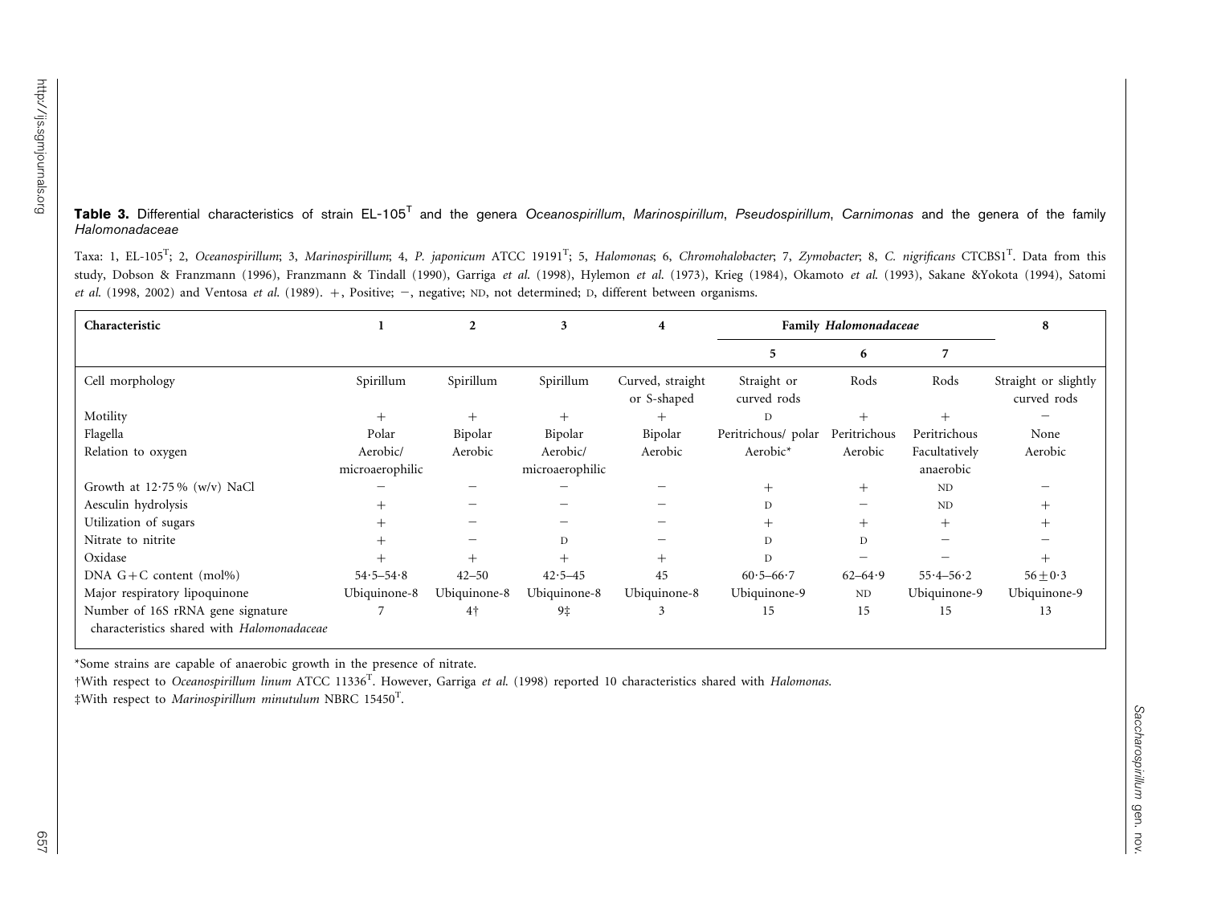**Table 3.** Differential characteristics of strain EL-105$^T$ and the genera *Oceanospirillum*, *Marinospirillum*, *Pseudospirillum*, *Carnimonas* and the genera of the family *Halomonadaceae*

Taxa: 1, EL-105$^T$; 2, *Oceanospirillum*; 3, *Marinospirillum*; 4, *P. japonicum* ATCC 19191$^T$; 5, *Halomonas*; 6, *Chromohalobacter*; 7, *Zymobacter*; 8, *C. nigrificans* CTCBS1$^T$. Data from this study, Dobson & Franzmann (1996), Franzmann & Tindall (1990), Garriga *et al.* (1998), Hylemon *et al.* (1973), Krieg (1984), Okamoto *et al.* (1993), Sakane &Yokota (1994), Satomi *et al.* (1998, 2002) and Ventosa *et al.* (1989). +, Positive; −, negative; ND, not determined; D, different between organisms.

| Characteristic | 1 | 2 | 3 | 4 | Family *Halomonadaceae* | | | 8 |
|---|---|---|---|---|---|---|---|---|
| | | | | | 5 | 6 | 7 | |
| Cell morphology | Spirillum | Spirillum | Spirillum | Curved, straight or S-shaped | Straight or curved rods | Rods | Rods | Straight or slightly curved rods |
| Motility | + | + | + | + | D | + | + | − |
| Flagella | Polar | Bipolar | Bipolar | Bipolar | Peritrichous/ polar | Peritrichous | Peritrichous | None |
| Relation to oxygen | Aerobic/ microaerophilic | Aerobic | Aerobic/ microaerophilic | Aerobic | Aerobic* | Aerobic | Facultatively anaerobic | Aerobic |
| Growth at 12·75 % (w/v) NaCl | − | − | − | − | + | + | ND | − |
| Aesculin hydrolysis | + | − | − | − | D | − | ND | + |
| Utilization of sugars | + | − | − | − | + | + | + | + |
| Nitrate to nitrite | + | − | D | − | D | D | − | − |
| Oxidase | + | + | + | + | D | − | − | + |
| DNA G+C content (mol%) | 54·5–54·8 | 42–50 | 42·5–45 | 45 | 60·5–66·7 | 62–64·9 | 55·4–56·2 | 56±0·3 |
| Major respiratory lipoquinone | Ubiquinone-8 | Ubiquinone-8 | Ubiquinone-8 | Ubiquinone-8 | Ubiquinone-9 | ND | Ubiquinone-9 | Ubiquinone-9 |
| Number of 16S rRNA gene signature characteristics shared with *Halomonadaceae* | 7 | 4† | 9‡ | 3 | 15 | 15 | 15 | 13 |

*Some strains are capable of anaerobic growth in the presence of nitrate.

†With respect to *Oceanospirillum linum* ATCC 11336$^T$. However, Garriga *et al.* (1998) reported 10 characteristics shared with *Halomonas*.

‡With respect to *Marinospirillum minutulum* NBRC 15450$^T$.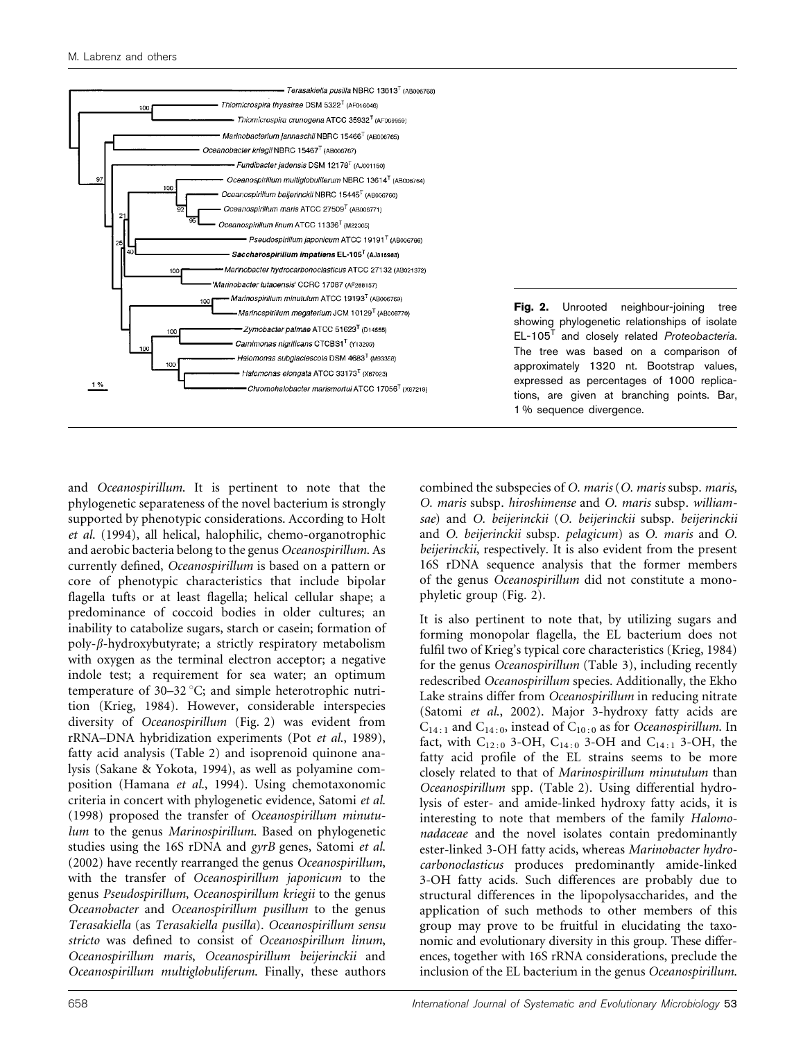Fig. 2. Unrooted neighbour-joining tree showing phylogenetic relationships of isolate EL-105$^T$ and closely related *Proteobacteria*. The tree was based on a comparison of approximately 1320 nt. Bootstrap values, expressed as percentages of 1000 replications, are given at branching points. Bar, 1 % sequence divergence.

and *Oceanospirillum*. It is pertinent to note that the phylogenetic separateness of the novel bacterium is strongly supported by phenotypic considerations. According to Holt *et al.* (1994), all helical, halophilic, chemo-organotrophic and aerobic bacteria belong to the genus *Oceanospirillum*. As currently defined, *Oceanospirillum* is based on a pattern or core of phenotypic characteristics that include bipolar flagella tufts or at least flagella; helical cellular shape; a predominance of coccoid bodies in older cultures; an inability to catabolize sugars, starch or casein; formation of poly-$\beta$-hydroxybutyrate; a strictly respiratory metabolism with oxygen as the terminal electron acceptor; a negative indole test; a requirement for sea water; an optimum temperature of 30–32 °C; and simple heterotrophic nutrition (Krieg, 1984). However, considerable interspecies diversity of *Oceanospirillum* (Fig. 2) was evident from rRNA–DNA hybridization experiments (Pot *et al.*, 1989), fatty acid analysis (Table 2) and isoprenoid quinone analysis (Sakane & Yokota, 1994), as well as polyamine composition (Hamana *et al.*, 1994). Using chemotaxonomic criteria in concert with phylogenetic evidence, Satomi *et al.* (1998) proposed the transfer of *Oceanospirillum minutulum* to the genus *Marinospirillum*. Based on phylogenetic studies using the 16S rDNA and *gyrB* genes, Satomi *et al.* (2002) have recently rearranged the genus *Oceanospirillum*, with the transfer of *Oceanospirillum japonicum* to the genus *Pseudospirillum*, *Oceanospirillum kriegii* to the genus *Oceanobacter* and *Oceanospirillum pusillum* to the genus *Terasakiella* (as *Terasakiella pusilla*). *Oceanospirillum sensu stricto* was defined to consist of *Oceanospirillum linum*, *Oceanospirillum maris*, *Oceanospirillum beijerinckii* and *Oceanospirillum multiglobuliferum*. Finally, these authors combined the subspecies of *O. maris* (*O. maris* subsp. *maris*, *O. maris* subsp. *hiroshimense* and *O. maris* subsp. *williamsae*) and *O. beijerinckii* (*O. beijerinckii* subsp. *beijerinckii* and *O. beijerinckii* subsp. *pelagicum*) as *O. maris* and *O. beijerinckii*, respectively. It is also evident from the present 16S rDNA sequence analysis that the former members of the genus *Oceanospirillum* did not constitute a monophyletic group (Fig. 2).

It is also pertinent to note that, by utilizing sugars and forming monopolar flagella, the EL bacterium does not fulfil two of Krieg's typical core characteristics (Krieg, 1984) for the genus *Oceanospirillum* (Table 3), including recently redescribed *Oceanospirillum* species. Additionally, the Ekho Lake strains differ from *Oceanospirillum* in reducing nitrate (Satomi *et al.*, 2002). Major 3-hydroxy fatty acids are $C_{14:1}$ and $C_{14:0}$, instead of $C_{10:0}$ as for *Oceanospirillum*. In fact, with $C_{12:0}$ 3-OH, $C_{14:0}$ 3-OH and $C_{14:1}$ 3-OH, the fatty acid profile of the EL strains seems to be more closely related to that of *Marinospirillum minutulum* than *Oceanospirillum* spp. (Table 2). Using differential hydrolysis of ester- and amide-linked hydroxy fatty acids, it is interesting to note that members of the family *Halomonadaceae* and the novel isolates contain predominantly ester-linked 3-OH fatty acids, whereas *Marinobacter hydrocarbonoclasticus* produces predominantly amide-linked 3-OH fatty acids. Such differences are probably due to structural differences in the lipopolysaccharides, and the application of such methods to other members of this group may prove to be fruitful in elucidating the taxonomic and evolutionary diversity in this group. These differences, together with 16S rRNA considerations, preclude the inclusion of the EL bacterium in the genus *Oceanospirillum*.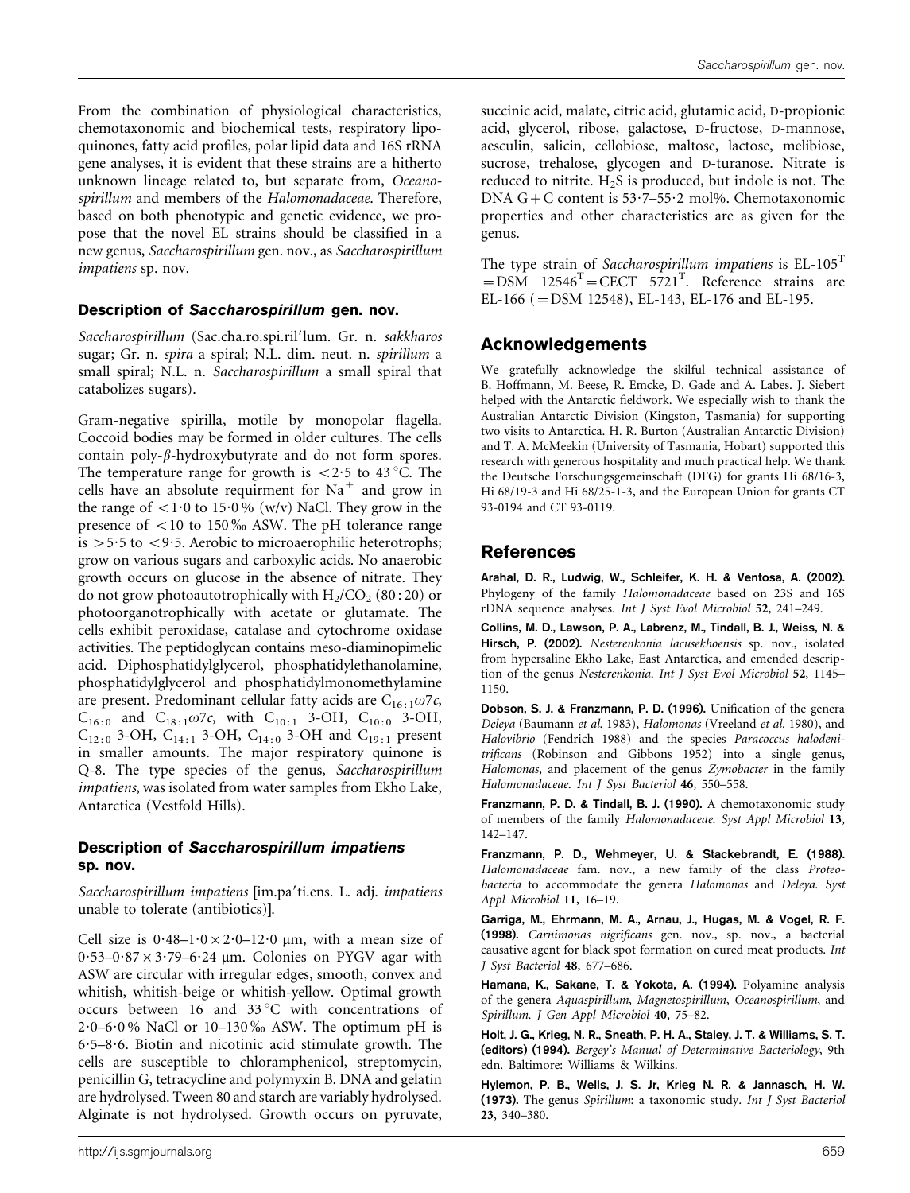From the combination of physiological characteristics, chemotaxonomic and biochemical tests, respiratory lipoquinones, fatty acid profiles, polar lipid data and 16S rRNA gene analyses, it is evident that these strains are a hitherto unknown lineage related to, but separate from, *Oceanospirillum* and members of the *Halomonadaceae*. Therefore, based on both phenotypic and genetic evidence, we propose that the novel EL strains should be classified in a new genus, *Saccharospirillum* gen. nov., as *Saccharospirillum impatiens* sp. nov.

### Description of *Saccharospirillum* gen. nov.

*Saccharospirillum* (Sac.cha.ro.spi.ril′lum. Gr. n. *sakkharos* sugar; Gr. n. *spira* a spiral; N.L. dim. neut. n. *spirillum* a small spiral; N.L. n. *Saccharospirillum* a small spiral that catabolizes sugars).

Gram-negative spirilla, motile by monopolar flagella. Coccoid bodies may be formed in older cultures. The cells contain poly-$\beta$-hydroxybutyrate and do not form spores. The temperature range for growth is $<2{\cdot}5$ to 43 °C. The cells have an absolute requirment for $Na^+$ and grow in the range of $<1{\cdot}0$ to $15{\cdot}0$ % (w/v) NaCl. They grow in the presence of $<10$ to 150 ‰ ASW. The pH tolerance range is $>5{\cdot}5$ to $<9{\cdot}5$. Aerobic to microaerophilic heterotrophs; grow on various sugars and carboxylic acids. No anaerobic growth occurs on glucose in the absence of nitrate. They do not grow photoautotrophically with $H_2/CO_2$ (80 : 20) or photoorganotrophically with acetate or glutamate. The cells exhibit peroxidase, catalase and cytochrome oxidase activities. The peptidoglycan contains meso-diaminopimelic acid. Diphosphatidylglycerol, phosphatidylethanolamine, phosphatidylglycerol and phosphatidylmonomethylamine are present. Predominant cellular fatty acids are $C_{16:1}\omega7c$, $C_{16:0}$ and $C_{18:1}\omega7c$, with $C_{10:1}$ 3-OH, $C_{10:0}$ 3-OH, $C_{12:0}$ 3-OH, $C_{14:1}$ 3-OH, $C_{14:0}$ 3-OH and $C_{19:1}$ present in smaller amounts. The major respiratory quinone is Q-8. The type species of the genus, *Saccharospirillum impatiens*, was isolated from water samples from Ekho Lake, Antarctica (Vestfold Hills).

### Description of *Saccharospirillum impatiens* sp. nov.

*Saccharospirillum impatiens* [im.pa′ti.ens. L. adj. *impatiens* unable to tolerate (antibiotics)].

Cell size is $0{\cdot}48$–$1{\cdot}0 \times 2{\cdot}0$–$12{\cdot}0$ µm, with a mean size of $0{\cdot}53$–$0{\cdot}87 \times 3{\cdot}79$–$6{\cdot}24$ µm. Colonies on PYGV agar with ASW are circular with irregular edges, smooth, convex and whitish, whitish-beige or whitish-yellow. Optimal growth occurs between 16 and 33 °C with concentrations of $2{\cdot}0$–$6{\cdot}0$ % NaCl or 10–130 ‰ ASW. The optimum pH is $6{\cdot}5$–$8{\cdot}6$. Biotin and nicotinic acid stimulate growth. The cells are susceptible to chloramphenicol, streptomycin, penicillin G, tetracycline and polymyxin B. DNA and gelatin are hydrolysed. Tween 80 and starch are variably hydrolysed. Alginate is not hydrolysed. Growth occurs on pyruvate, succinic acid, malate, citric acid, glutamic acid, D-propionic acid, glycerol, ribose, galactose, D-fructose, D-mannose, aesculin, salicin, cellobiose, maltose, lactose, melibiose, sucrose, trehalose, glycogen and D-turanose. Nitrate is reduced to nitrite. $H_2S$ is produced, but indole is not. The DNA G + C content is $53{\cdot}7$–$55{\cdot}2$ mol%. Chemotaxonomic properties and other characteristics are as given for the genus.

The type strain of *Saccharospirillum impatiens* is EL-105$^T$ = DSM 12546$^T$ = CECT 5721$^T$. Reference strains are EL-166 ( = DSM 12548), EL-143, EL-176 and EL-195.

## Acknowledgements

We gratefully acknowledge the skilful technical assistance of B. Hoffmann, M. Beese, R. Emcke, D. Gade and A. Labes. J. Siebert helped with the Antarctic fieldwork. We especially wish to thank the Australian Antarctic Division (Kingston, Tasmania) for supporting two visits to Antarctica. H. R. Burton (Australian Antarctic Division) and T. A. McMeekin (University of Tasmania, Hobart) supported this research with generous hospitality and much practical help. We thank the Deutsche Forschungsgemeinschaft (DFG) for grants Hi 68/16-3, Hi 68/19-3 and Hi 68/25-1-3, and the European Union for grants CT 93-0194 and CT 93-0119.

## References

**Arahal, D. R., Ludwig, W., Schleifer, K. H. & Ventosa, A. (2002).** Phylogeny of the family *Halomonadaceae* based on 23S and 16S rDNA sequence analyses. *Int J Syst Evol Microbiol* **52**, 241–249.

**Collins, M. D., Lawson, P. A., Labrenz, M., Tindall, B. J., Weiss, N. & Hirsch, P. (2002).** *Nesterenkonia lacusekhoensis* sp. nov., isolated from hypersaline Ekho Lake, East Antarctica, and emended description of the genus *Nesterenkonia*. *Int J Syst Evol Microbiol* **52**, 1145–1150.

**Dobson, S. J. & Franzmann, P. D. (1996).** Unification of the genera *Deleya* (Baumann *et al.* 1983), *Halomonas* (Vreeland *et al.* 1980), and *Halovibrio* (Fendrich 1988) and the species *Paracoccus halodenitrificans* (Robinson and Gibbons 1952) into a single genus, *Halomonas*, and placement of the genus *Zymobacter* in the family *Halomonadaceae*. *Int J Syst Bacteriol* **46**, 550–558.

**Franzmann, P. D. & Tindall, B. J. (1990).** A chemotaxonomic study of members of the family *Halomonadaceae*. *Syst Appl Microbiol* **13**, 142–147.

**Franzmann, P. D., Wehmeyer, U. & Stackebrandt, E. (1988).** *Halomonadaceae* fam. nov., a new family of the class *Proteobacteria* to accommodate the genera *Halomonas* and *Deleya*. *Syst Appl Microbiol* **11**, 16–19.

**Garriga, M., Ehrmann, M. A., Arnau, J., Hugas, M. & Vogel, R. F. (1998).** *Carnimonas nigrificans* gen. nov., sp. nov., a bacterial causative agent for black spot formation on cured meat products. *Int J Syst Bacteriol* **48**, 677–686.

**Hamana, K., Sakane, T. & Yokota, A. (1994).** Polyamine analysis of the genera *Aquaspirillum*, *Magnetospirillum*, *Oceanospirillum*, and *Spirillum*. *J Gen Appl Microbiol* **40**, 75–82.

**Holt, J. G., Krieg, N. R., Sneath, P. H. A., Staley, J. T. & Williams, S. T. (editors) (1994).** *Bergey's Manual of Determinative Bacteriology*, 9th edn. Baltimore: Williams & Wilkins.

**Hylemon, P. B., Wells, J. S. Jr, Krieg N. R. & Jannasch, H. W. (1973).** The genus *Spirillum*: a taxonomic study. *Int J Syst Bacteriol* **23**, 340–380.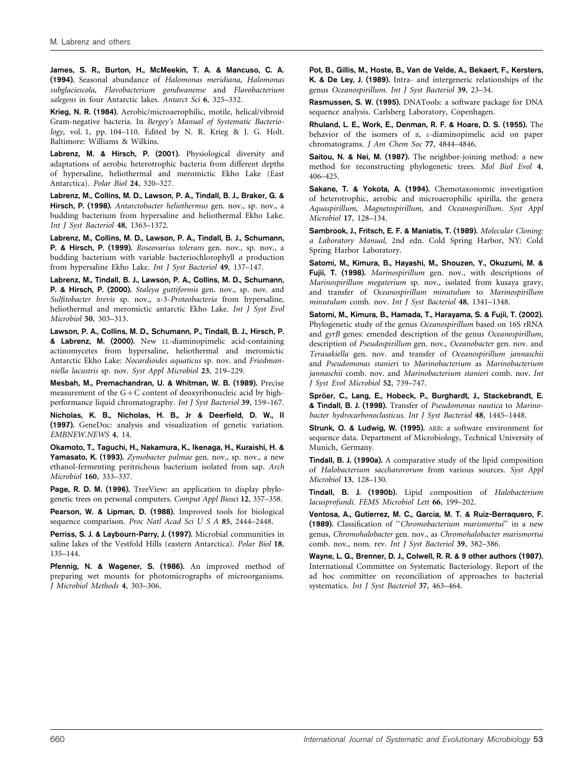**James, S. R., Burton, H., McMeekin, T. A. & Mancuso, C. A. (1994).** Seasonal abundance of *Halomonas meridiana*, *Halomonas subglaciescola*, *Flavobacterium gondwanense* and *Flavobacterium salegens* in four Antarctic lakes. *Antarct Sci* **6**, 325–332.

**Krieg, N. R. (1984).** Aerobic/microaerophilic, motile, helical/vibroid Gram-negative bacteria. In *Bergey's Manual of Systematic Bacteriology*, vol. 1, pp. 104–110. Edited by N. R. Krieg & J. G. Holt. Baltimore: Williams & Wilkins.

**Labrenz, M. & Hirsch, P. (2001).** Physiological diversity and adaptations of aerobic heterotrophic bacteria from different depths of hypersaline, heliothermal and meromictic Ekho Lake (East Antarctica). *Polar Biol* **24**, 320–327.

**Labrenz, M., Collins, M. D., Lawson, P. A., Tindall, B. J., Braker, G. & Hirsch, P. (1998).** *Antarctobacter heliothermus* gen. nov., sp. nov., a budding bacterium from hypersaline and heliothermal Ekho Lake. *Int J Syst Bacteriol* **48**, 1363–1372.

**Labrenz, M., Collins, M. D., Lawson, P. A., Tindall, B. J., Schumann, P. & Hirsch, P. (1999).** *Roseovarius tolerans* gen. nov., sp. nov., a budding bacterium with variable bacteriochlorophyll *a* production from hypersaline Ekho Lake. *Int J Syst Bacteriol* **49**, 137–147.

**Labrenz, M., Tindall, B. J., Lawson, P. A., Collins, M. D., Schumann, P. & Hirsch, P. (2000).** *Staleya guttiformis* gen. nov., sp. nov. and *Sulfitobacter brevis* sp. nov., α-3-*Proteobacteria* from hypersaline, heliothermal and meromictic antarctic Ekho Lake. *Int J Syst Evol Microbiol* **50**, 303–313.

**Lawson, P. A., Collins, M. D., Schumann, P., Tindall, B. J., Hirsch, P. & Labrenz, M. (2000).** New LL-diaminopimelic acid-containing actinomycetes from hypersaline, heliothermal and meromictic Antarctic Ekho Lake: *Nocardioides aquaticus* sp. nov. and *Friedmanniella lacustris* sp. nov. *Syst Appl Microbiol* **23**, 219–229.

**Mesbah, M., Premachandran, U. & Whitman, W. B. (1989).** Precise measurement of the G+C content of deoxyribonucleic acid by high-performance liquid chromatography. *Int J Syst Bacteriol* **39**, 159–167.

**Nicholas, K. B., Nicholas, H. B., Jr & Deerfield, D. W., II (1997).** GeneDoc: analysis and visualization of genetic variation. *EMBNEW.NEWS* **4**, 14.

**Okamoto, T., Taguchi, H., Nakamura, K., Ikenaga, H., Kuraishi, H. & Yamasato, K. (1993).** *Zymobacter palmae* gen. nov., sp. nov., a new ethanol-fermenting peritrichous bacterium isolated from sap. *Arch Microbiol* **160**, 333–337.

**Page, R. D. M. (1996).** TreeView: an application to display phylogenetic trees on personal computers. *Comput Appl Biosci* **12**, 357–358.

**Pearson, W. & Lipman, D. (1988).** Improved tools for biological sequence comparison. *Proc Natl Acad Sci U S A* **85**, 2444–2448.

**Perriss, S. J. & Laybourn-Parry, J. (1997).** Microbial communities in saline lakes of the Vestfold Hills (eastern Antarctica). *Polar Biol* **18**, 135–144.

**Pfennig, N. & Wagener, S. (1986).** An improved method of preparing wet mounts for photomicrographs of microorganisms. *J Microbiol Methods* **4**, 303–306.

**Pot, B., Gillis, M., Hoste, B., Van de Velde, A., Bekaert, F., Kersters, K. & De Ley, J. (1989).** Intra- and intergeneric relationships of the genus *Oceanospirillum*. *Int J Syst Bacteriol* **39**, 23–34.

**Rasmussen, S. W. (1995).** DNATools: a software package for DNA sequence analysis. Carlsberg Laboratory, Copenhagen.

**Rhuland, L. E., Work, E., Denman, R. F. & Hoare, D. S. (1955).** The behavior of the isomers of α, ε-diaminopimelic acid on paper chromatograms. *J Am Chem Soc* **77**, 4844–4846.

**Saitou, N. & Nei, M. (1987).** The neighbor-joining method: a new method for reconstructing phylogenetic trees. *Mol Biol Evol* **4**, 406–425.

**Sakane, T. & Yokota, A. (1994).** Chemotaxonomic investigation of heterotrophic, aerobic and microaerophilic spirilla, the genera *Aquaspirillum*, *Magnetospirillum*, and *Oceanospirillum*. *Syst Appl Microbiol* **17**, 128–134.

**Sambrook, J., Fritsch, E. F. & Maniatis, T. (1989).** *Molecular Cloning: a Laboratory Manual*, 2nd edn. Cold Spring Harbor, NY: Cold Spring Harbor Laboratory.

**Satomi, M., Kimura, B., Hayashi, M., Shouzen, Y., Okuzumi, M. & Fujii, T. (1998).** *Marinospirillum* gen. nov., with descriptions of *Marinospirillum megaterium* sp. nov., isolated from kusaya gravy, and transfer of *Oceanospirillum minutulum* to *Marinospirillum minutulum* comb. nov. *Int J Syst Bacteriol* **48**, 1341–1348.

**Satomi, M., Kimura, B., Hamada, T., Harayama, S. & Fujii, T. (2002).** Phylogenetic study of the genus *Oceanospirillum* based on 16S rRNA and *gyrB* genes: emended description of the genus *Oceanospirillum*, description of *Pseudospirillum* gen. nov., *Oceanobacter* gen. nov. and *Terasakiella* gen. nov. and transfer of *Oceanospirillum jannaschii* and *Pseudomonas stanieri* to *Marinobacterium* as *Marinobacterium jannaschii* comb. nov. and *Marinobacterium stanieri* comb. nov. *Int J Syst Evol Microbiol* **52**, 739–747.

**Spröer, C., Lang, E., Hobeck, P., Burghardt, J., Stackebrandt, E. & Tindall, B. J. (1998).** Transfer of *Pseudomonas nautica* to *Marinobacter hydrocarbonoclasticus*. *Int J Syst Bacteriol* **48**, 1445–1448.

**Strunk, O. & Ludwig, W. (1995).** ARB: a software environment for sequence data. Department of Microbiology, Technical University of Munich, Germany.

**Tindall, B. J. (1990a).** A comparative study of the lipid composition of *Halobacterium saccharovorum* from various sources. *Syst Appl Microbiol* **13**, 128–130.

**Tindall, B. J. (1990b).** Lipid composition of *Halobacterium lacusprofundi*. *FEMS Microbiol Lett* **66**, 199–202.

**Ventosa, A., Gutierrez, M. C., Garcia, M. T. & Ruiz-Berraquero, F. (1989).** Classification of "*Chromobacterium marismortui*" in a new genus, *Chromohalobacter* gen. nov., as *Chromohalobacter marismortui* comb. nov., nom. rev. *Int J Syst Bacteriol* **39**, 382–386.

**Wayne, L. G., Brenner, D. J., Colwell, R. R. & 9 other authors (1987).** International Committee on Systematic Bacteriology. Report of the ad hoc committee on reconciliation of approaches to bacterial systematics. *Int J Syst Bacteriol* **37**, 463–464.